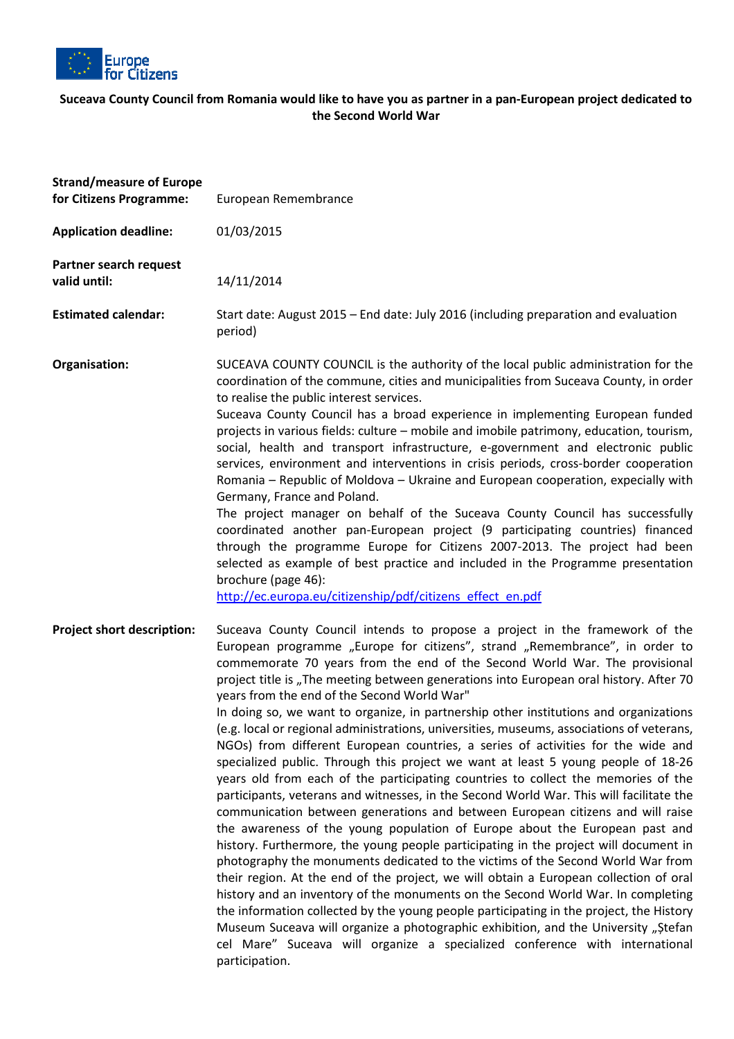Europe for Citizens

**Suceava County Council from Romania would like to have you as partner in a pan-European project dedicated to the Second World War**

| | |
|---|---|
| **Strand/measure of Europe for Citizens Programme:** | European Remembrance |
| **Application deadline:** | 01/03/2015 |
| **Partner search request valid until:** | 14/11/2014 |
| **Estimated calendar:** | Start date: August 2015 – End date: July 2016 (including preparation and evaluation period) |
| **Organisation:** | SUCEAVA COUNTY COUNCIL is the authority of the local public administration for the coordination of the commune, cities and municipalities from Suceava County, in order to realise the public interest services.<br>Suceava County Council has a broad experience in implementing European funded projects in various fields: culture – mobile and imobile patrimony, education, tourism, social, health and transport infrastructure, e-government and electronic public services, environment and interventions in crisis periods, cross-border cooperation Romania – Republic of Moldova – Ukraine and European cooperation, expecially with Germany, France and Poland.<br>The project manager on behalf of the Suceava County Council has successfully coordinated another pan-European project (9 participating countries) financed through the programme Europe for Citizens 2007-2013. The project had been selected as example of best practice and included in the Programme presentation brochure (page 46):<br>http://ec.europa.eu/citizenship/pdf/citizens_effect_en.pdf |
| **Project short description:** | Suceava County Council intends to propose a project in the framework of the European programme „Europe for citizens", strand „Remembrance", in order to commemorate 70 years from the end of the Second World War. The provisional project title is „The meeting between generations into European oral history. After 70 years from the end of the Second World War"<br>In doing so, we want to organize, in partnership other institutions and organizations (e.g. local or regional administrations, universities, museums, associations of veterans, NGOs) from different European countries, a series of activities for the wide and specialized public. Through this project we want at least 5 young people of 18-26 years old from each of the participating countries to collect the memories of the participants, veterans and witnesses, in the Second World War. This will facilitate the communication between generations and between European citizens and will raise the awareness of the young population of Europe about the European past and history. Furthermore, the young people participating in the project will document in photography the monuments dedicated to the victims of the Second World War from their region. At the end of the project, we will obtain a European collection of oral history and an inventory of the monuments on the Second World War. In completing the information collected by the young people participating in the project, the History Museum Suceava will organize a photographic exhibition, and the University „Ştefan cel Mare" Suceava will organize a specialized conference with international participation. |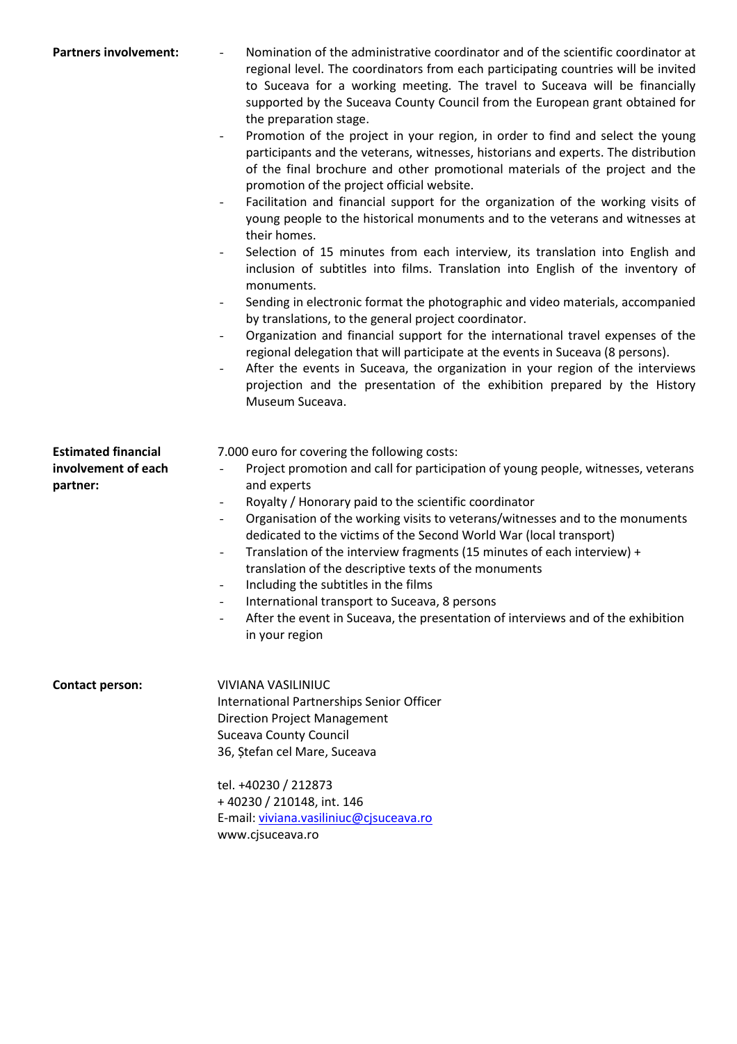**Partners involvement:**

- Nomination of the administrative coordinator and of the scientific coordinator at regional level. The coordinators from each participating countries will be invited to Suceava for a working meeting. The travel to Suceava will be financially supported by the Suceava County Council from the European grant obtained for the preparation stage.
- Promotion of the project in your region, in order to find and select the young participants and the veterans, witnesses, historians and experts. The distribution of the final brochure and other promotional materials of the project and the promotion of the project official website.
- Facilitation and financial support for the organization of the working visits of young people to the historical monuments and to the veterans and witnesses at their homes.
- Selection of 15 minutes from each interview, its translation into English and inclusion of subtitles into films. Translation into English of the inventory of monuments.
- Sending in electronic format the photographic and video materials, accompanied by translations, to the general project coordinator.
- Organization and financial support for the international travel expenses of the regional delegation that will participate at the events in Suceava (8 persons).
- After the events in Suceava, the organization in your region of the interviews projection and the presentation of the exhibition prepared by the History Museum Suceava.

**Estimated financial involvement of each partner:**

7.000 euro for covering the following costs:

- Project promotion and call for participation of young people, witnesses, veterans and experts
- Royalty / Honorary paid to the scientific coordinator
- Organisation of the working visits to veterans/witnesses and to the monuments dedicated to the victims of the Second World War (local transport)
- Translation of the interview fragments (15 minutes of each interview) + translation of the descriptive texts of the monuments
- Including the subtitles in the films
- International transport to Suceava, 8 persons
- After the event in Suceava, the presentation of interviews and of the exhibition in your region

**Contact person:**

VIVIANA VASILINIUC
International Partnerships Senior Officer
Direction Project Management
Suceava County Council
36, Ștefan cel Mare, Suceava

tel. +40230 / 212873
+ 40230 / 210148, int. 146
E-mail: viviana.vasiliniuc@cjsuceava.ro
www.cjsuceava.ro